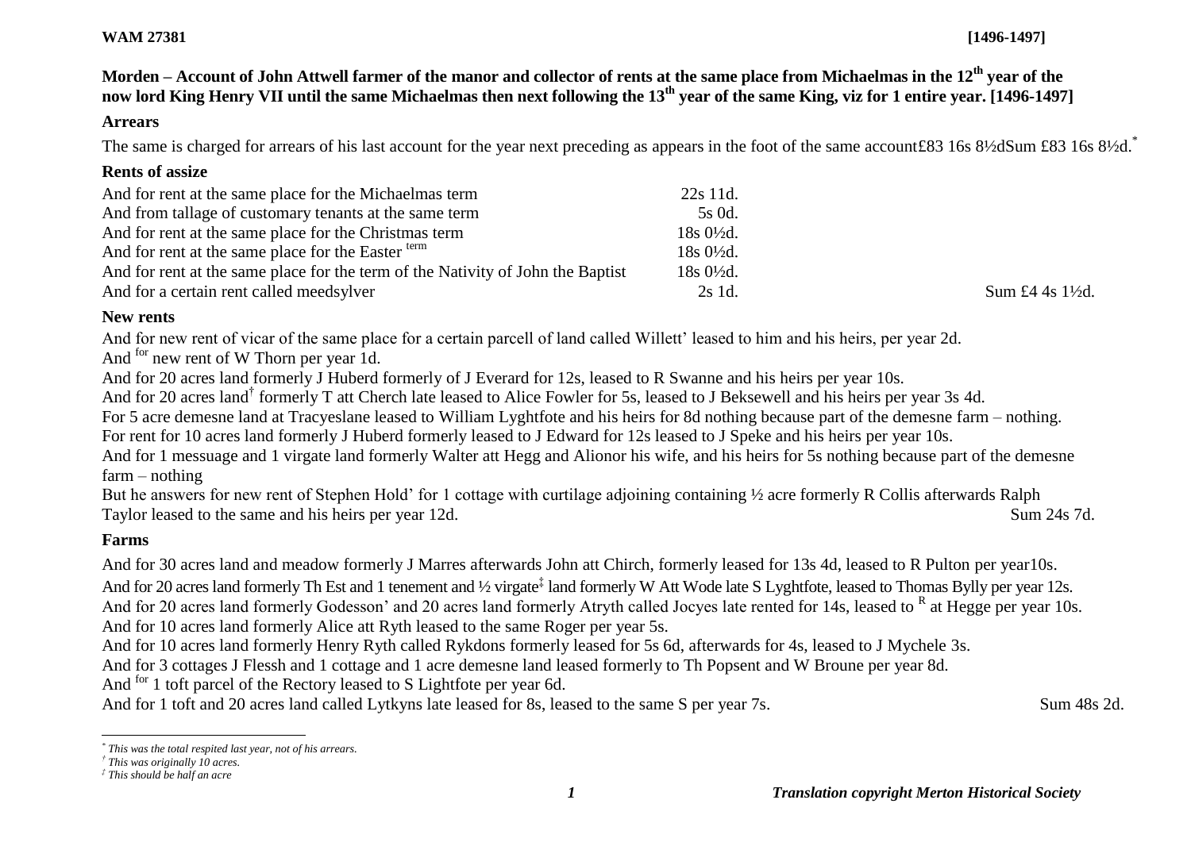**WAM 27381** **[1496-1497]**

## Morden – Account of John Attwell farmer of the manor and collector of rents at the same place from Michaelmas in the 12th year of the now lord King Henry VII until the same Michaelmas then next following the 13th year of the same King, viz for 1 entire year. [1496-1497]

### Arrears

The same is charged for arrears of his last account for the year next preceding as appears in the foot of the same account£83 16s 8½dSum £83 16s 8½d.*

### Rents of assize

| | | |
|---|---|---|
| And for rent at the same place for the Michaelmas term | 22s 11d. | |
| And from tallage of customary tenants at the same term | 5s 0d. | |
| And for rent at the same place for the Christmas term | 18s 0½d. | |
| And for rent at the same place for the Easter term | 18s 0½d. | |
| And for rent at the same place for the term of the Nativity of John the Baptist | 18s 0½d. | |
| And for a certain rent called meedsylver | 2s 1d. | Sum £4 4s 1½d. |

### New rents

And for new rent of vicar of the same place for a certain parcell of land called Willett' leased to him and his heirs, per year 2d.

And for new rent of W Thorn per year 1d.

And for 20 acres land formerly J Huberd formerly of J Everard for 12s, leased to R Swanne and his heirs per year 10s.

And for 20 acres land† formerly T att Cherch late leased to Alice Fowler for 5s, leased to J Beksewell and his heirs per year 3s 4d.

For 5 acre demesne land at Tracyeslane leased to William Lyghtfote and his heirs for 8d nothing because part of the demesne farm – nothing.

For rent for 10 acres land formerly J Huberd formerly leased to J Edward for 12s leased to J Speke and his heirs per year 10s.

And for 1 messuage and 1 virgate land formerly Walter att Hegg and Alionor his wife, and his heirs for 5s nothing because part of the demesne farm – nothing

But he answers for new rent of Stephen Hold' for 1 cottage with curtilage adjoining containing ½ acre formerly R Collis afterwards Ralph Taylor leased to the same and his heirs per year 12d. Sum 24s 7d.

### Farms

And for 30 acres land and meadow formerly J Marres afterwards John att Chirch, formerly leased for 13s 4d, leased to R Pulton per year10s.

And for 20 acres land formerly Th Est and 1 tenement and ½ virgate‡ land formerly W Att Wode late S Lyghtfote, leased to Thomas Bylly per year 12s.

And for 20 acres land formerly Godesson' and 20 acres land formerly Atryth called Jocyes late rented for 14s, leased to R at Hegge per year 10s.

And for 10 acres land formerly Alice att Ryth leased to the same Roger per year 5s.

And for 10 acres land formerly Henry Ryth called Rykdons formerly leased for 5s 6d, afterwards for 4s, leased to J Mychele 3s.

And for 3 cottages J Flessh and 1 cottage and 1 acre demesne land leased formerly to Th Popsent and W Broune per year 8d.

And for 1 toft parcel of the Rectory leased to S Lightfote per year 6d.

And for 1 toft and 20 acres land called Lytkyns late leased for 8s, leased to the same S per year 7s. Sum 48s 2d.

---

* *This was the total respited last year, not of his arrears.*

† *This was originally 10 acres.*

‡ *This should be half an acre*

*Translation copyright Merton Historical Society*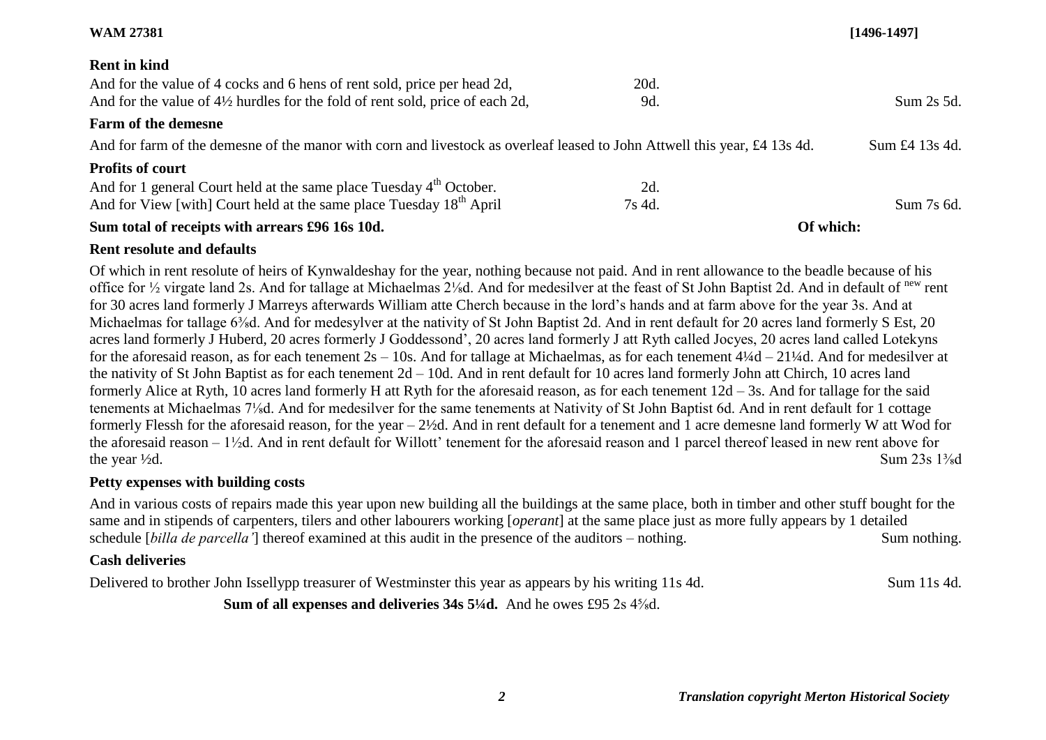## Rent in kind

| | | |
|---|---|---|
| And for the value of 4 cocks and 6 hens of rent sold, price per head 2d, | 20d. | |
| And for the value of 4½ hurdles for the fold of rent sold, price of each 2d, | 9d. | Sum 2s 5d. |

## Farm of the demesne

And for farm of the demesne of the manor with corn and livestock as overleaf leased to John Attwell this year, £4 13s 4d. Sum £4 13s 4d.

## Profits of court

| | | |
|---|---|---|
| And for 1 general Court held at the same place Tuesday 4th October. | 2d. | |
| And for View [with] Court held at the same place Tuesday 18th April | 7s 4d. | Sum 7s 6d. |

**Sum total of receipts with arrears £96 16s 10d.** **Of which:**

## Rent resolute and defaults

Of which in rent resolute of heirs of Kynwaldeshay for the year, nothing because not paid. And in rent allowance to the beadle because of his office for ½ virgate land 2s. And for tallage at Michaelmas 2⅛d. And for medesilver at the feast of St John Baptist 2d. And in default of new rent for 30 acres land formerly J Marreys afterwards William atte Cherch because in the lord's hands and at farm above for the year 3s. And at Michaelmas for tallage 6⅜d. And for medesylver at the nativity of St John Baptist 2d. And in rent default for 20 acres land formerly S Est, 20 acres land formerly J Huberd, 20 acres formerly J Goddessond', 20 acres land formerly J att Ryth called Jocyes, 20 acres land called Lotekyns for the aforesaid reason, as for each tenement 2s – 10s. And for tallage at Michaelmas, as for each tenement 4¼d – 21¼d. And for medesilver at the nativity of St John Baptist as for each tenement 2d – 10d. And in rent default for 10 acres land formerly John att Chirch, 10 acres land formerly Alice at Ryth, 10 acres land formerly H att Ryth for the aforesaid reason, as for each tenement 12d – 3s. And for tallage for the said tenements at Michaelmas 7⅛d. And for medesilver for the same tenements at Nativity of St John Baptist 6d. And in rent default for 1 cottage formerly Flessh for the aforesaid reason, for the year – 2½d. And in rent default for a tenement and 1 acre demesne land formerly W att Wod for the aforesaid reason – 1½d. And in rent default for Willott' tenement for the aforesaid reason and 1 parcel thereof leased in new rent above for the year ½d. Sum 23s 1⅜d

## Petty expenses with building costs

And in various costs of repairs made this year upon new building all the buildings at the same place, both in timber and other stuff bought for the same and in stipends of carpenters, tilers and other labourers working [*operant*] at the same place just as more fully appears by 1 detailed schedule [*billa de parcella'*] thereof examined at this audit in the presence of the auditors – nothing. Sum nothing.

## Cash deliveries

Delivered to brother John Issellypp treasurer of Westminster this year as appears by his writing 11s 4d. Sum 11s 4d.

**Sum of all expenses and deliveries 34s 5¼d.** And he owes £95 2s 4⅝d.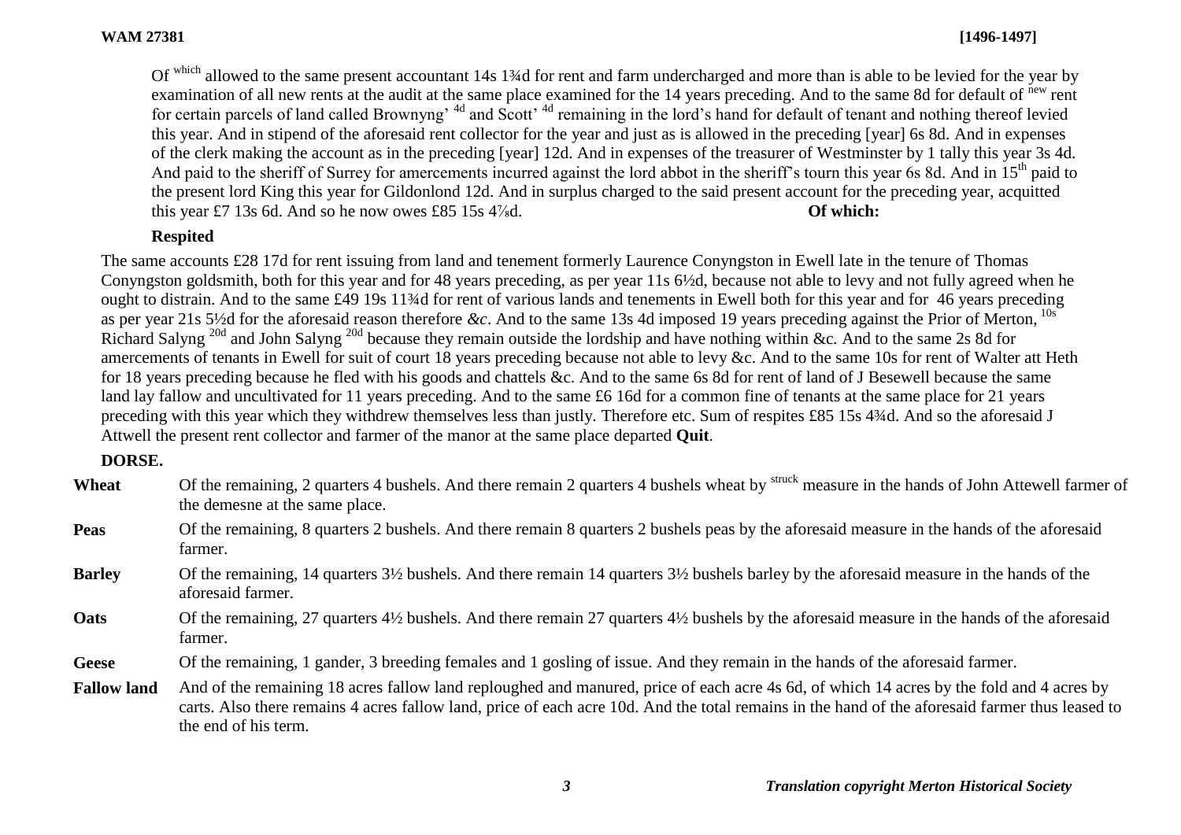Of [which] allowed to the same present accountant 14s 1¾d for rent and farm undercharged and more than is able to be levied for the year by examination of all new rents at the audit at the same place examined for the 14 years preceding. And to the same 8d for default of [new] rent for certain parcels of land called Brownyng' [4d] and Scott' [4d] remaining in the lord's hand for default of tenant and nothing thereof levied this year. And in stipend of the aforesaid rent collector for the year and just as is allowed in the preceding [year] 6s 8d. And in expenses of the clerk making the account as in the preceding [year] 12d. And in expenses of the treasurer of Westminster by 1 tally this year 3s 4d. And paid to the sheriff of Surrey for amercements incurred against the lord abbot in the sheriff's tourn this year 6s 8d. And in 15th paid to the present lord King this year for Gildonlond 12d. And in surplus charged to the said present account for the preceding year, acquitted this year £7 13s 6d. And so he now owes £85 15s 4⅞d. **Of which:**

**Respited**

The same accounts £28 17d for rent issuing from land and tenement formerly Laurence Conyngston in Ewell late in the tenure of Thomas Conyngston goldsmith, both for this year and for 48 years preceding, as per year 11s 6½d, because not able to levy and not fully agreed when he ought to distrain. And to the same £49 19s 11¾d for rent of various lands and tenements in Ewell both for this year and for 46 years preceding as per year 21s 5½d for the aforesaid reason therefore *&c*. And to the same 13s 4d imposed 19 years preceding against the Prior of Merton, [10s] Richard Salyng [20d] and John Salyng [20d] because they remain outside the lordship and have nothing within &c. And to the same 2s 8d for amercements of tenants in Ewell for suit of court 18 years preceding because not able to levy &c. And to the same 10s for rent of Walter att Heth for 18 years preceding because he fled with his goods and chattels &c. And to the same 6s 8d for rent of land of J Besewell because the same land lay fallow and uncultivated for 11 years preceding. And to the same £6 16d for a common fine of tenants at the same place for 21 years preceding with this year which they withdrew themselves less than justly. Therefore etc. Sum of respites £85 15s 4¾d. And so the aforesaid J Attwell the present rent collector and farmer of the manor at the same place departed **Quit**.

**DORSE.**

**Wheat** Of the remaining, 2 quarters 4 bushels. And there remain 2 quarters 4 bushels wheat by [struck] measure in the hands of John Attewell farmer of the demesne at the same place.

**Peas** Of the remaining, 8 quarters 2 bushels. And there remain 8 quarters 2 bushels peas by the aforesaid measure in the hands of the aforesaid farmer.

**Barley** Of the remaining, 14 quarters 3½ bushels. And there remain 14 quarters 3½ bushels barley by the aforesaid measure in the hands of the aforesaid farmer.

**Oats** Of the remaining, 27 quarters 4½ bushels. And there remain 27 quarters 4½ bushels by the aforesaid measure in the hands of the aforesaid farmer.

**Geese** Of the remaining, 1 gander, 3 breeding females and 1 gosling of issue. And they remain in the hands of the aforesaid farmer.

**Fallow land** And of the remaining 18 acres fallow land reploughed and manured, price of each acre 4s 6d, of which 14 acres by the fold and 4 acres by carts. Also there remains 4 acres fallow land, price of each acre 10d. And the total remains in the hand of the aforesaid farmer thus leased to the end of his term.